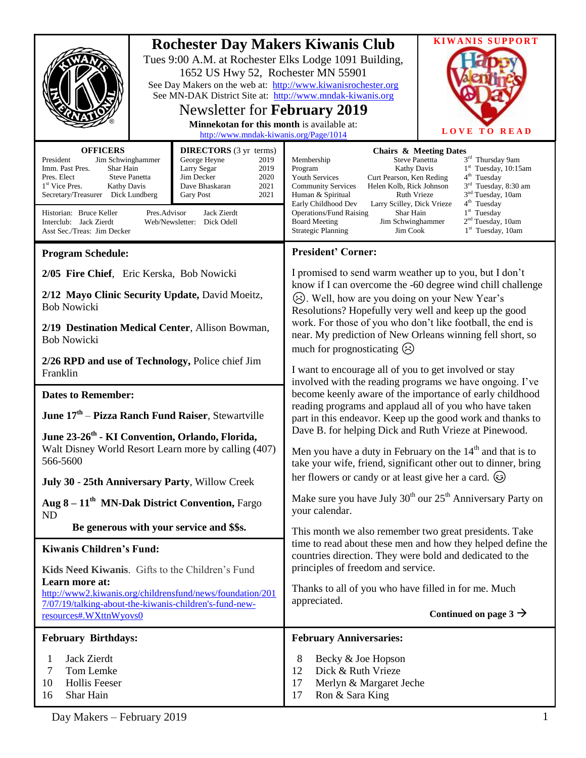# Rochester Day Makers Kiwanis Club

Tues 9:00 A.M. at Rochester Elks Lodge 1091 Building, 1652 US Hwy 52, Rochester MN 55901

See Day Makers on the web at: http://www.kiwanisrochester.org

See MN-DAK District Site at: http://www.mndak-kiwanis.org

## Newsletter for **February 2019**

**Minnekotan for this month** is available at: http://www.mndak-kiwanis.org/Page/1014

KIWANIS SUPPORT — LOVE TO READ

| OFFICERS | |
|---|---|
| President | Jim Schwinghammer |
| Imm. Past Pres. | Shar Hain |
| Pres. Elect | Steve Panetta |
| 1st Vice Pres. | Kathy Davis |
| Secretary/Treasurer | Dick Lundberg |

| DIRECTORS (3 yr terms) | |
|---|---|
| George Heyne | 2019 |
| Larry Segar | 2019 |
| Jim Decker | 2020 |
| Dave Bhaskaran | 2021 |
| Gary Post | 2021 |

Historian: Bruce Keller — Pres.Advisor: Jack Zierdt
Interclub: Jack Zierdt — Web/Newsletter: Dick Odell
Asst Sec./Treas: Jim Decker

| Chairs & Meeting Dates | | |
|---|---|---|
| Membership | Steve Panettta | 3rd Thursday 9am |
| Program | Kathy Davis | 1st Tuesday, 10:15am |
| Youth Services | Curt Pearson, Ken Reding | 4th Tuesday |
| Community Services | Helen Kolb, Rick Johnson | 3rd Tuesday, 8:30 am |
| Human & Spiritual | Ruth Vrieze | 3nd Tuesday, 10am |
| Early Childhood Dev | Larry Scilley, Dick Vrieze | 4th Tuesday |
| Operations/Fund Raising | Shar Hain | 1st Tuesday |
| Board Meeting | Jim Schwinghammer | 2nd Tuesday, 10am |
| Strategic Planning | Jim Cook | 1st Tuesday, 10am |

### Program Schedule:

**2/05 Fire Chief**, Eric Kerska, Bob Nowicki

**2/12 Mayo Clinic Security Update,** David Moeitz, Bob Nowicki

**2/19 Destination Medical Center**, Allison Bowman, Bob Nowicki

**2/26 RPD and use of Technology,** Police chief Jim Franklin

### Dates to Remember:

**June 17th – Pizza Ranch Fund Raiser**, Stewartville

**June 23-26th - KI Convention, Orlando, Florida,** Walt Disney World Resort Learn more by calling (407) 566-5600

**July 30 - 25th Anniversary Party**, Willow Creek

**Aug 8 – 11th MN-Dak District Convention,** Fargo ND

**Be generous with your service and $$s.**

### Kiwanis Children's Fund:

**Kids Need Kiwanis**. Gifts to the Children's Fund

**Learn more at:**
http://www2.kiwanis.org/childrensfund/news/foundation/2017/07/19/talking-about-the-kiwanis-children's-fund-new-resources#.WXttnWyovs0

### President' Corner:

I promised to send warm weather up to you, but I don't know if I can overcome the -60 degree wind chill challenge ☹. Well, how are you doing on your New Year's Resolutions? Hopefully very well and keep up the good work. For those of you who don't like football, the end is near. My prediction of New Orleans winning fell short, so much for prognosticating ☹

I want to encourage all of you to get involved or stay involved with the reading programs we have ongoing. I've become keenly aware of the importance of early childhood reading programs and applaud all of you who have taken part in this endeavor. Keep up the good work and thanks to Dave B. for helping Dick and Ruth Vrieze at Pinewood.

Men you have a duty in February on the 14th and that is to take your wife, friend, significant other out to dinner, bring her flowers or candy or at least give her a card. ☺

Make sure you have July 30th our 25th Anniversary Party on your calendar.

This month we also remember two great presidents. Take time to read about these men and how they helped define the countries direction. They were bold and dedicated to the principles of freedom and service.

Thanks to all of you who have filled in for me. Much appreciated.

**Continued on page 3 →**

### February Birthdays:

| | |
|---|---|
| 1 | Jack Zierdt |
| 7 | Tom Lemke |
| 10 | Hollis Feeser |
| 16 | Shar Hain |

### February Anniversaries:

| | |
|---|---|
| 8 | Becky & Joe Hopson |
| 12 | Dick & Ruth Vrieze |
| 17 | Merlyn & Margaret Jeche |
| 17 | Ron & Sara King |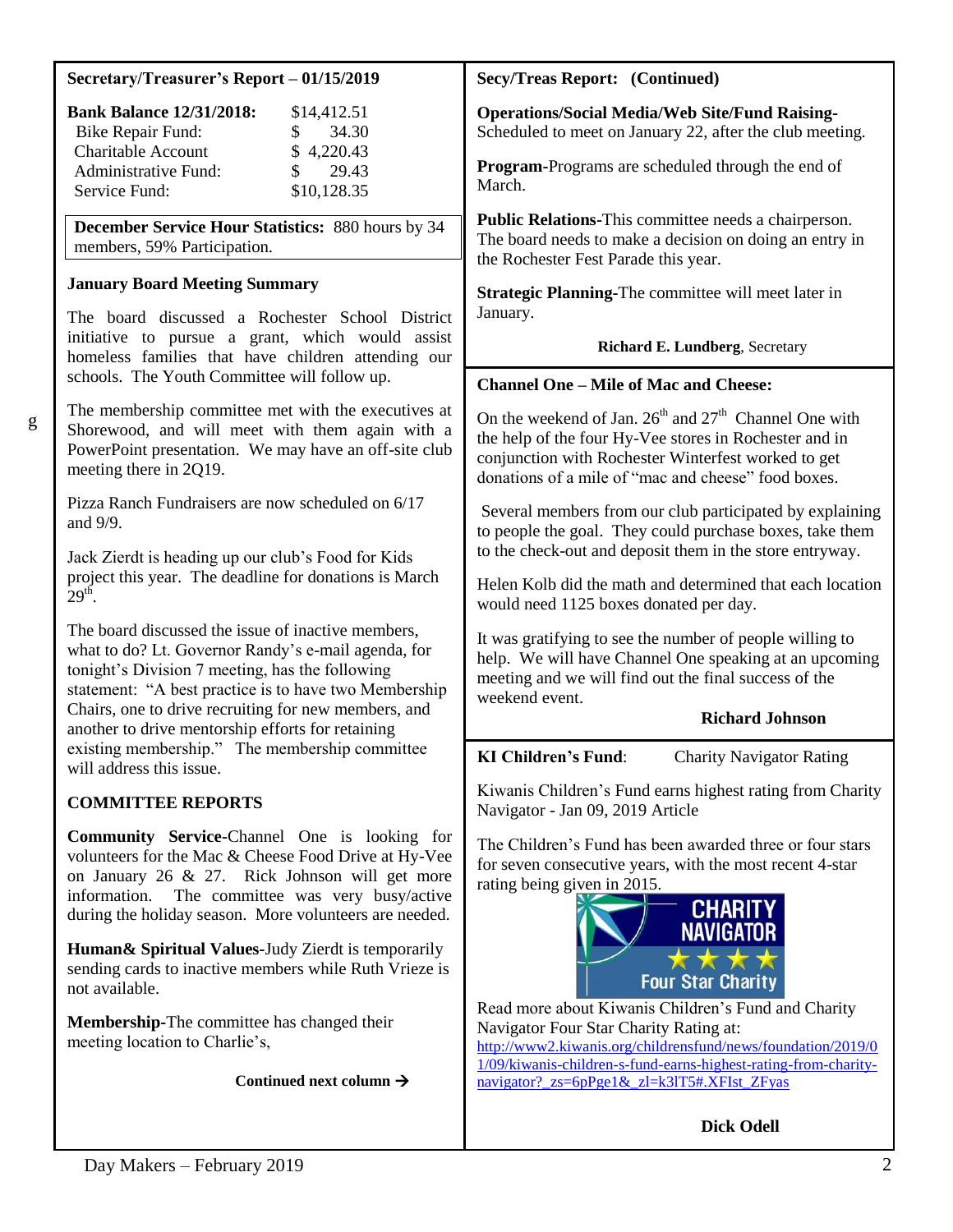## Secretary/Treasurer's Report – 01/15/2019

| **Bank Balance 12/31/2018:** | $14,412.51 |
|---|---|
| Bike Repair Fund: | $ 34.30 |
| Charitable Account | $ 4,220.43 |
| Administrative Fund: | $ 29.43 |
| Service Fund: | $10,128.35 |

**December Service Hour Statistics:** 880 hours by 34 members, 59% Participation.

### January Board Meeting Summary

The board discussed a Rochester School District initiative to pursue a grant, which would assist homeless families that have children attending our schools. The Youth Committee will follow up.

The membership committee met with the executives at Shorewood, and will meet with them again with a PowerPoint presentation. We may have an off-site club meeting there in 2Q19.

Pizza Ranch Fundraisers are now scheduled on 6/17 and 9/9.

Jack Zierdt is heading up our club's Food for Kids project this year. The deadline for donations is March 29th.

The board discussed the issue of inactive members, what to do? Lt. Governor Randy's e-mail agenda, for tonight's Division 7 meeting, has the following statement: "A best practice is to have two Membership Chairs, one to drive recruiting for new members, and another to drive mentorship efforts for retaining existing membership." The membership committee will address this issue.

### COMMITTEE REPORTS

**Community Service**-Channel One is looking for volunteers for the Mac & Cheese Food Drive at Hy-Vee on January 26 & 27. Rick Johnson will get more information. The committee was very busy/active during the holiday season. More volunteers are needed.

**Human& Spiritual Values**-Judy Zierdt is temporarily sending cards to inactive members while Ruth Vrieze is not available.

**Membership**-The committee has changed their meeting location to Charlie's,

**Continued next column →**

## Secy/Treas Report: (Continued)

**Operations/Social Media/Web Site/Fund Raising-** Scheduled to meet on January 22, after the club meeting.

**Program-**Programs are scheduled through the end of March.

**Public Relations-**This committee needs a chairperson. The board needs to make a decision on doing an entry in the Rochester Fest Parade this year.

**Strategic Planning-**The committee will meet later in January.

**Richard E. Lundberg**, Secretary

## Channel One – Mile of Mac and Cheese:

On the weekend of Jan. 26th and 27th Channel One with the help of the four Hy-Vee stores in Rochester and in conjunction with Rochester Winterfest worked to get donations of a mile of "mac and cheese" food boxes.

Several members from our club participated by explaining to people the goal. They could purchase boxes, take them to the check-out and deposit them in the store entryway.

Helen Kolb did the math and determined that each location would need 1125 boxes donated per day.

It was gratifying to see the number of people willing to help. We will have Channel One speaking at an upcoming meeting and we will find out the final success of the weekend event.

**Richard Johnson**

## KI Children's Fund: Charity Navigator Rating

Kiwanis Children's Fund earns highest rating from Charity Navigator - Jan 09, 2019 Article

The Children's Fund has been awarded three or four stars for seven consecutive years, with the most recent 4-star rating being given in 2015.

CHARITY NAVIGATOR ★★★★ Four Star Charity

Read more about Kiwanis Children's Fund and Charity Navigator Four Star Charity Rating at: http://www2.kiwanis.org/childrensfund/news/foundation/2019/01/09/kiwanis-children-s-fund-earns-highest-rating-from-charity-navigator?_zs=6pPge1&_zl=k3lT5#.XFIst_ZFyas

**Dick Odell**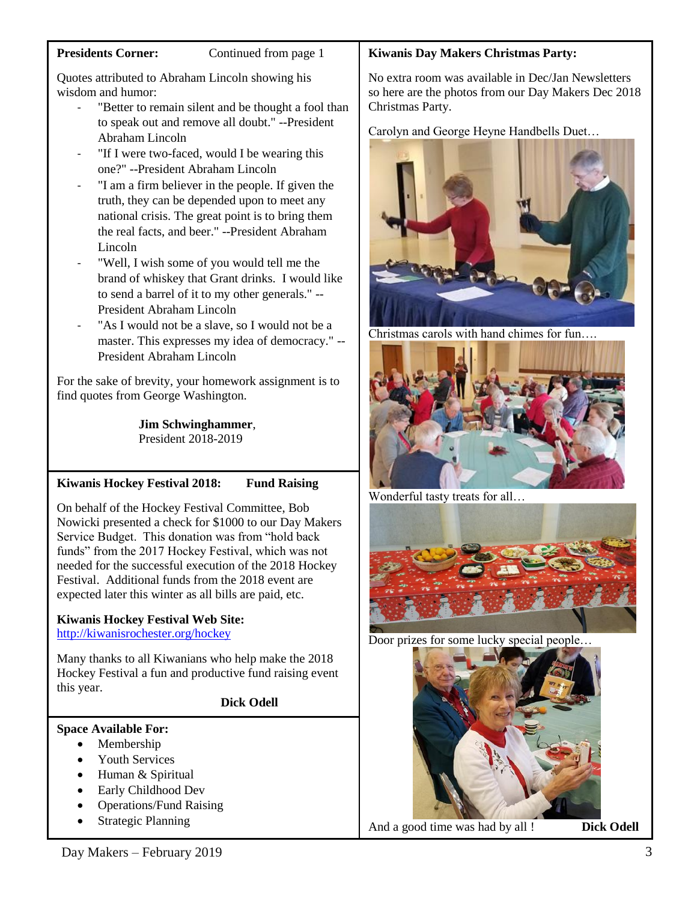**Presidents Corner:** Continued from page 1

Quotes attributed to Abraham Lincoln showing his wisdom and humor:

- "Better to remain silent and be thought a fool than to speak out and remove all doubt." --President Abraham Lincoln
- "If I were two-faced, would I be wearing this one?" --President Abraham Lincoln
- "I am a firm believer in the people. If given the truth, they can be depended upon to meet any national crisis. The great point is to bring them the real facts, and beer." --President Abraham Lincoln
- "Well, I wish some of you would tell me the brand of whiskey that Grant drinks. I would like to send a barrel of it to my other generals." --President Abraham Lincoln
- "As I would not be a slave, so I would not be a master. This expresses my idea of democracy." --President Abraham Lincoln

For the sake of brevity, your homework assignment is to find quotes from George Washington.

**Jim Schwinghammer**,
President 2018-2019

**Kiwanis Hockey Festival 2018: Fund Raising**

On behalf of the Hockey Festival Committee, Bob Nowicki presented a check for $1000 to our Day Makers Service Budget. This donation was from "hold back funds" from the 2017 Hockey Festival, which was not needed for the successful execution of the 2018 Hockey Festival. Additional funds from the 2018 event are expected later this winter as all bills are paid, etc.

**Kiwanis Hockey Festival Web Site:**
http://kiwanisrochester.org/hockey

Many thanks to all Kiwanians who help make the 2018 Hockey Festival a fun and productive fund raising event this year.

**Dick Odell**

**Space Available For:**

- Membership
- Youth Services
- Human & Spiritual
- Early Childhood Dev
- Operations/Fund Raising
- Strategic Planning

**Kiwanis Day Makers Christmas Party:**

No extra room was available in Dec/Jan Newsletters so here are the photos from our Day Makers Dec 2018 Christmas Party.

Carolyn and George Heyne Handbells Duet…

Christmas carols with hand chimes for fun….

Wonderful tasty treats for all…

Door prizes for some lucky special people…

And a good time was had by all ! **Dick Odell**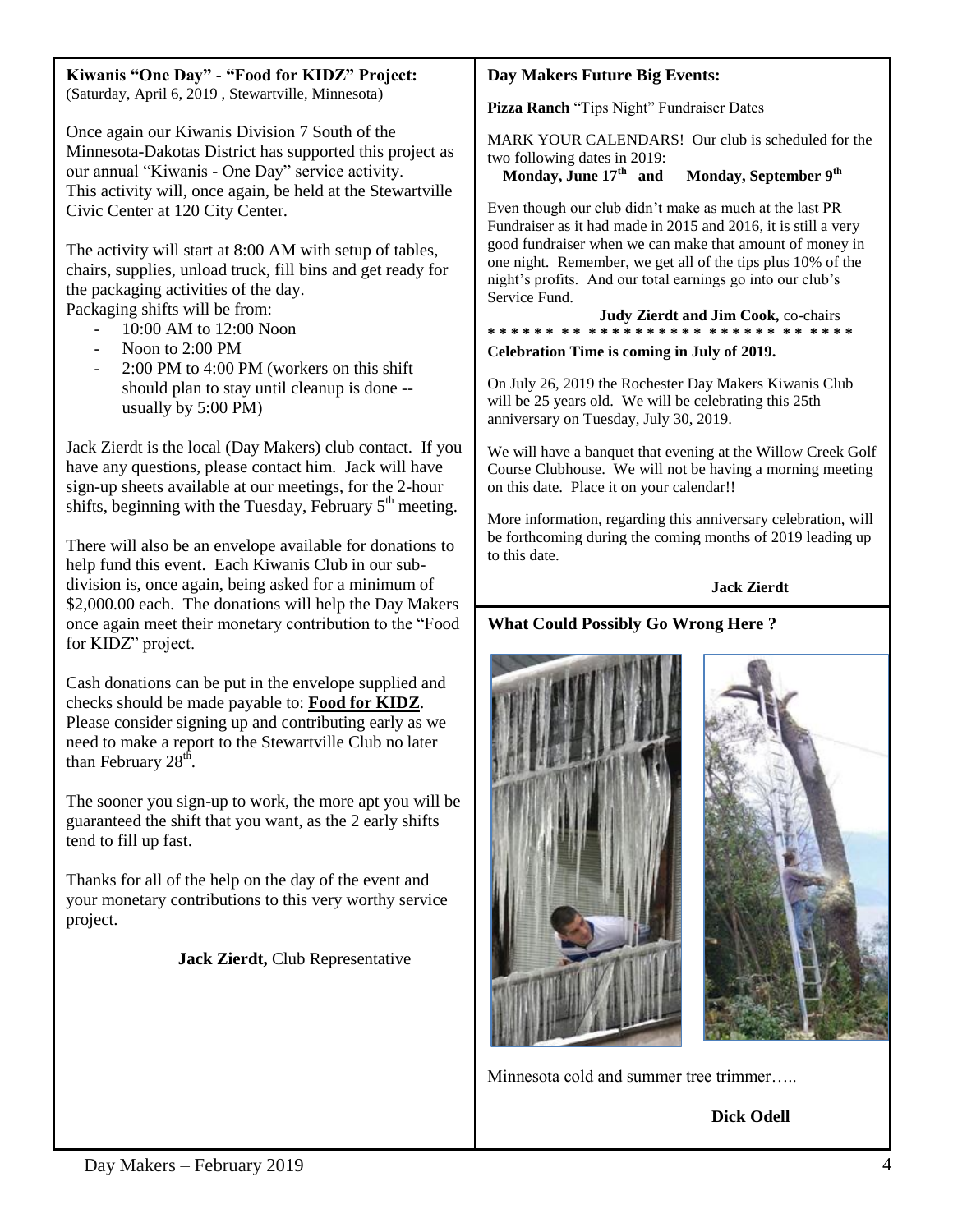**Kiwanis "One Day" - "Food for KIDZ" Project:**
(Saturday, April 6, 2019 , Stewartville, Minnesota)

Once again our Kiwanis Division 7 South of the Minnesota-Dakotas District has supported this project as our annual "Kiwanis - One Day" service activity. This activity will, once again, be held at the Stewartville Civic Center at 120 City Center.

The activity will start at 8:00 AM with setup of tables, chairs, supplies, unload truck, fill bins and get ready for the packaging activities of the day.
Packaging shifts will be from:

- 10:00 AM to 12:00 Noon
- Noon to 2:00 PM
- 2:00 PM to 4:00 PM (workers on this shift should plan to stay until cleanup is done -- usually by 5:00 PM)

Jack Zierdt is the local (Day Makers) club contact. If you have any questions, please contact him. Jack will have sign-up sheets available at our meetings, for the 2-hour shifts, beginning with the Tuesday, February 5th meeting.

There will also be an envelope available for donations to help fund this event. Each Kiwanis Club in our sub-division is, once again, being asked for a minimum of $2,000.00 each. The donations will help the Day Makers once again meet their monetary contribution to the "Food for KIDZ" project.

Cash donations can be put in the envelope supplied and checks should be made payable to: **Food for KIDZ**. Please consider signing up and contributing early as we need to make a report to the Stewartville Club no later than February 28th.

The sooner you sign-up to work, the more apt you will be guaranteed the shift that you want, as the 2 early shifts tend to fill up fast.

Thanks for all of the help on the day of the event and your monetary contributions to this very worthy service project.

**Jack Zierdt,** Club Representative

**Day Makers Future Big Events:**

**Pizza Ranch** "Tips Night" Fundraiser Dates

MARK YOUR CALENDARS! Our club is scheduled for the two following dates in 2019:
**Monday, June 17th and Monday, September 9th**

Even though our club didn't make as much at the last PR Fundraiser as it had made in 2015 and 2016, it is still a very good fundraiser when we can make that amount of money in one night. Remember, we get all of the tips plus 10% of the night's profits. And our total earnings go into our club's Service Fund.

**Judy Zierdt and Jim Cook,** co-chairs

* * * * * * * * * * * * * * * * * * * * * * * * * * * * * * *

**Celebration Time is coming in July of 2019.**

On July 26, 2019 the Rochester Day Makers Kiwanis Club will be 25 years old. We will be celebrating this 25th anniversary on Tuesday, July 30, 2019.

We will have a banquet that evening at the Willow Creek Golf Course Clubhouse. We will not be having a morning meeting on this date. Place it on your calendar!!

More information, regarding this anniversary celebration, will be forthcoming during the coming months of 2019 leading up to this date.

**Jack Zierdt**

**What Could Possibly Go Wrong Here ?**

Minnesota cold and summer tree trimmer…..

**Dick Odell**